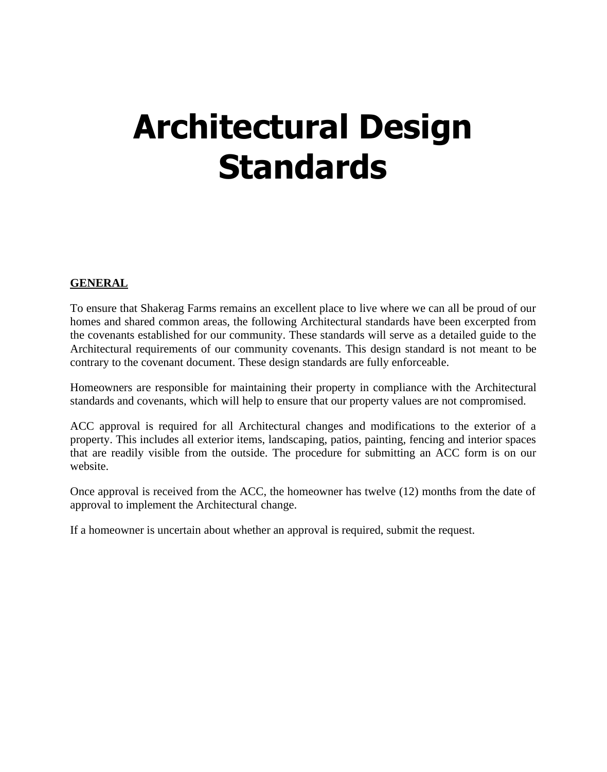# Architectural Design Standards

## GENERAL

To ensure that Shakerag Farms remains an excellent place to live where we can all be proud of our homes and shared common areas, the following Architectural standards have been excerpted from the covenants established for our community. These standards will serve as a detailed guide to the Architectural requirements of our community covenants. This design standard is not meant to be contrary to the covenant document. These design standards are fully enforceable.

Homeowners are responsible for maintaining their property in compliance with the Architectural standards and covenants, which will help to ensure that our property values are not compromised.

ACC approval is required for all Architectural changes and modifications to the exterior of a property. This includes all exterior items, landscaping, patios, painting, fencing and interior spaces that are readily visible from the outside. The procedure for submitting an ACC form is on our website.

Once approval is received from the ACC, the homeowner has twelve (12) months from the date of approval to implement the Architectural change.

If a homeowner is uncertain about whether an approval is required, submit the request.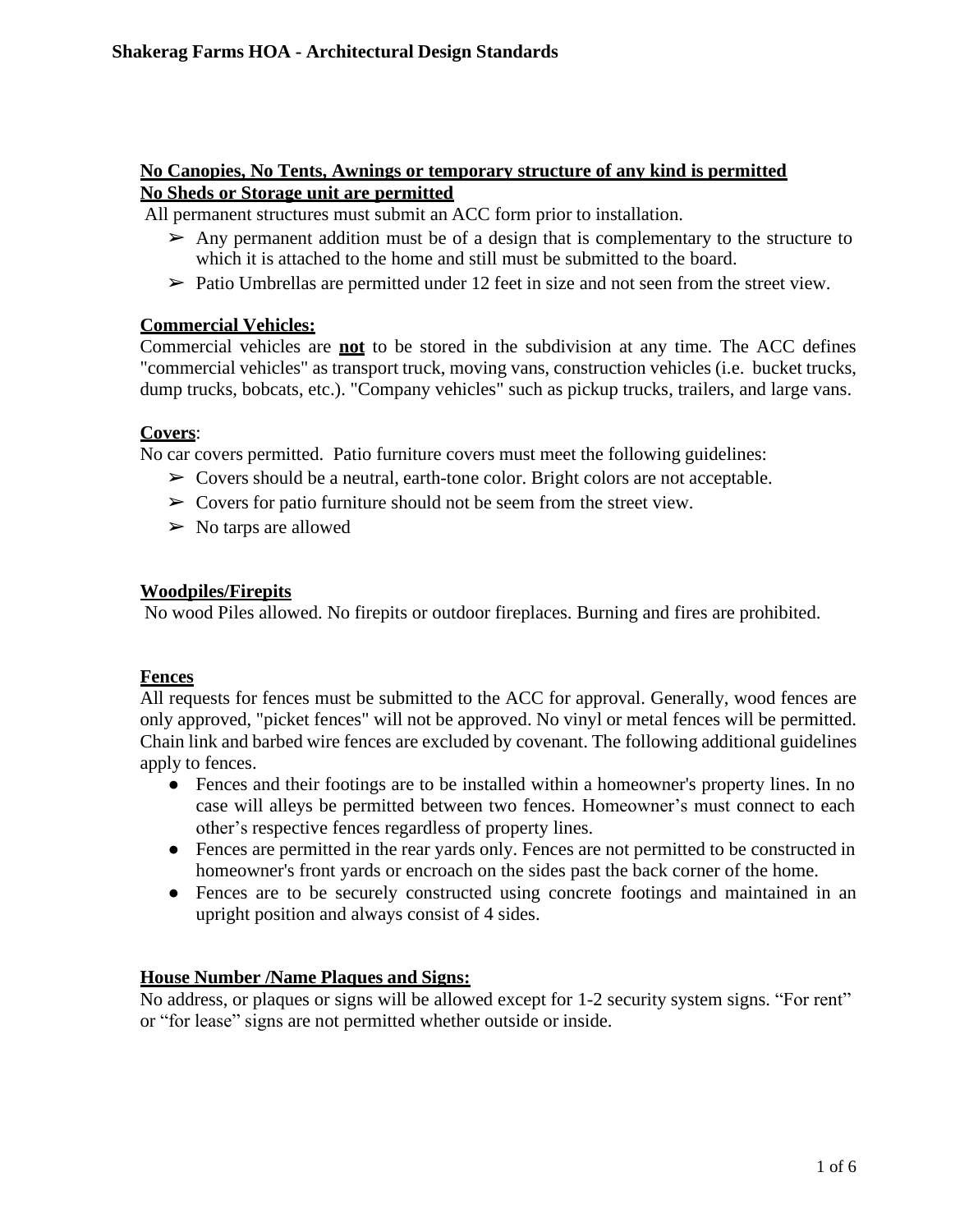**No Canopies, No Tents, Awnings or temporary structure of any kind is permitted**
**No Sheds or Storage unit are permitted**

All permanent structures must submit an ACC form prior to installation.

- ➢ Any permanent addition must be of a design that is complementary to the structure to which it is attached to the home and still must be submitted to the board.
- ➢ Patio Umbrellas are permitted under 12 feet in size and not seen from the street view.

**Commercial Vehicles:**

Commercial vehicles are **not** to be stored in the subdivision at any time. The ACC defines "commercial vehicles" as transport truck, moving vans, construction vehicles (i.e. bucket trucks, dump trucks, bobcats, etc.). "Company vehicles" such as pickup trucks, trailers, and large vans.

**Covers**:

No car covers permitted. Patio furniture covers must meet the following guidelines:

- ➢ Covers should be a neutral, earth-tone color. Bright colors are not acceptable.
- ➢ Covers for patio furniture should not be seem from the street view.
- ➢ No tarps are allowed

**Woodpiles/Firepits**

No wood Piles allowed. No firepits or outdoor fireplaces. Burning and fires are prohibited.

**Fences**

All requests for fences must be submitted to the ACC for approval. Generally, wood fences are only approved, "picket fences" will not be approved. No vinyl or metal fences will be permitted. Chain link and barbed wire fences are excluded by covenant. The following additional guidelines apply to fences.

- Fences and their footings are to be installed within a homeowner's property lines. In no case will alleys be permitted between two fences. Homeowner's must connect to each other's respective fences regardless of property lines.
- Fences are permitted in the rear yards only. Fences are not permitted to be constructed in homeowner's front yards or encroach on the sides past the back corner of the home.
- Fences are to be securely constructed using concrete footings and maintained in an upright position and always consist of 4 sides.

**House Number /Name Plaques and Signs:**

No address, or plaques or signs will be allowed except for 1-2 security system signs. "For rent" or "for lease" signs are not permitted whether outside or inside.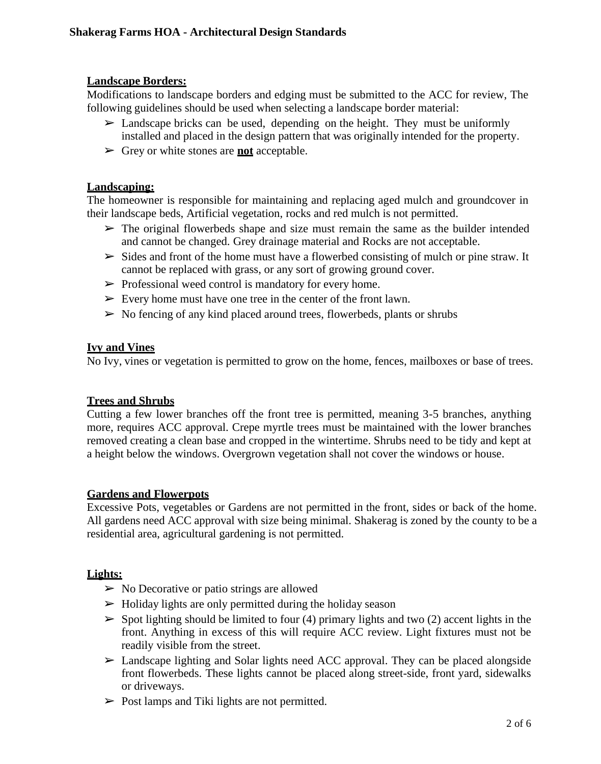**Landscape Borders:**

Modifications to landscape borders and edging must be submitted to the ACC for review, The following guidelines should be used when selecting a landscape border material:

- ➢ Landscape bricks can be used, depending on the height. They must be uniformly installed and placed in the design pattern that was originally intended for the property.
- ➢ Grey or white stones are **not** acceptable.

**Landscaping:**

The homeowner is responsible for maintaining and replacing aged mulch and groundcover in their landscape beds, Artificial vegetation, rocks and red mulch is not permitted.

- ➢ The original flowerbeds shape and size must remain the same as the builder intended and cannot be changed. Grey drainage material and Rocks are not acceptable.
- ➢ Sides and front of the home must have a flowerbed consisting of mulch or pine straw. It cannot be replaced with grass, or any sort of growing ground cover.
- ➢ Professional weed control is mandatory for every home.
- ➢ Every home must have one tree in the center of the front lawn.
- ➢ No fencing of any kind placed around trees, flowerbeds, plants or shrubs

**Ivy and Vines**

No Ivy, vines or vegetation is permitted to grow on the home, fences, mailboxes or base of trees.

**Trees and Shrubs**

Cutting a few lower branches off the front tree is permitted, meaning 3-5 branches, anything more, requires ACC approval. Crepe myrtle trees must be maintained with the lower branches removed creating a clean base and cropped in the wintertime. Shrubs need to be tidy and kept at a height below the windows. Overgrown vegetation shall not cover the windows or house.

**Gardens and Flowerpots**

Excessive Pots, vegetables or Gardens are not permitted in the front, sides or back of the home. All gardens need ACC approval with size being minimal. Shakerag is zoned by the county to be a residential area, agricultural gardening is not permitted.

**Lights:**

- ➢ No Decorative or patio strings are allowed
- ➢ Holiday lights are only permitted during the holiday season
- ➢ Spot lighting should be limited to four (4) primary lights and two (2) accent lights in the front. Anything in excess of this will require ACC review. Light fixtures must not be readily visible from the street.
- ➢ Landscape lighting and Solar lights need ACC approval. They can be placed alongside front flowerbeds. These lights cannot be placed along street-side, front yard, sidewalks or driveways.
- ➢ Post lamps and Tiki lights are not permitted.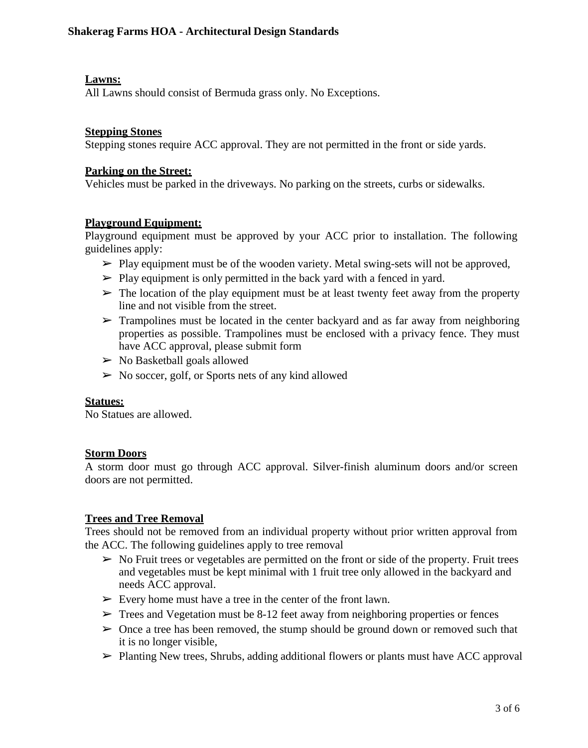**Lawns:**
All Lawns should consist of Bermuda grass only. No Exceptions.

**Stepping Stones**
Stepping stones require ACC approval. They are not permitted in the front or side yards.

**Parking on the Street:**
Vehicles must be parked in the driveways. No parking on the streets, curbs or sidewalks.

**Playground Equipment:**
Playground equipment must be approved by your ACC prior to installation. The following guidelines apply:

- Play equipment must be of the wooden variety. Metal swing-sets will not be approved,
- Play equipment is only permitted in the back yard with a fenced in yard.
- The location of the play equipment must be at least twenty feet away from the property line and not visible from the street.
- Trampolines must be located in the center backyard and as far away from neighboring properties as possible. Trampolines must be enclosed with a privacy fence. They must have ACC approval, please submit form
- No Basketball goals allowed
- No soccer, golf, or Sports nets of any kind allowed

**Statues:**
No Statues are allowed.

**Storm Doors**
A storm door must go through ACC approval. Silver-finish aluminum doors and/or screen doors are not permitted.

**Trees and Tree Removal**
Trees should not be removed from an individual property without prior written approval from the ACC. The following guidelines apply to tree removal

- No Fruit trees or vegetables are permitted on the front or side of the property. Fruit trees and vegetables must be kept minimal with 1 fruit tree only allowed in the backyard and needs ACC approval.
- Every home must have a tree in the center of the front lawn.
- Trees and Vegetation must be 8-12 feet away from neighboring properties or fences
- Once a tree has been removed, the stump should be ground down or removed such that it is no longer visible,
- Planting New trees, Shrubs, adding additional flowers or plants must have ACC approval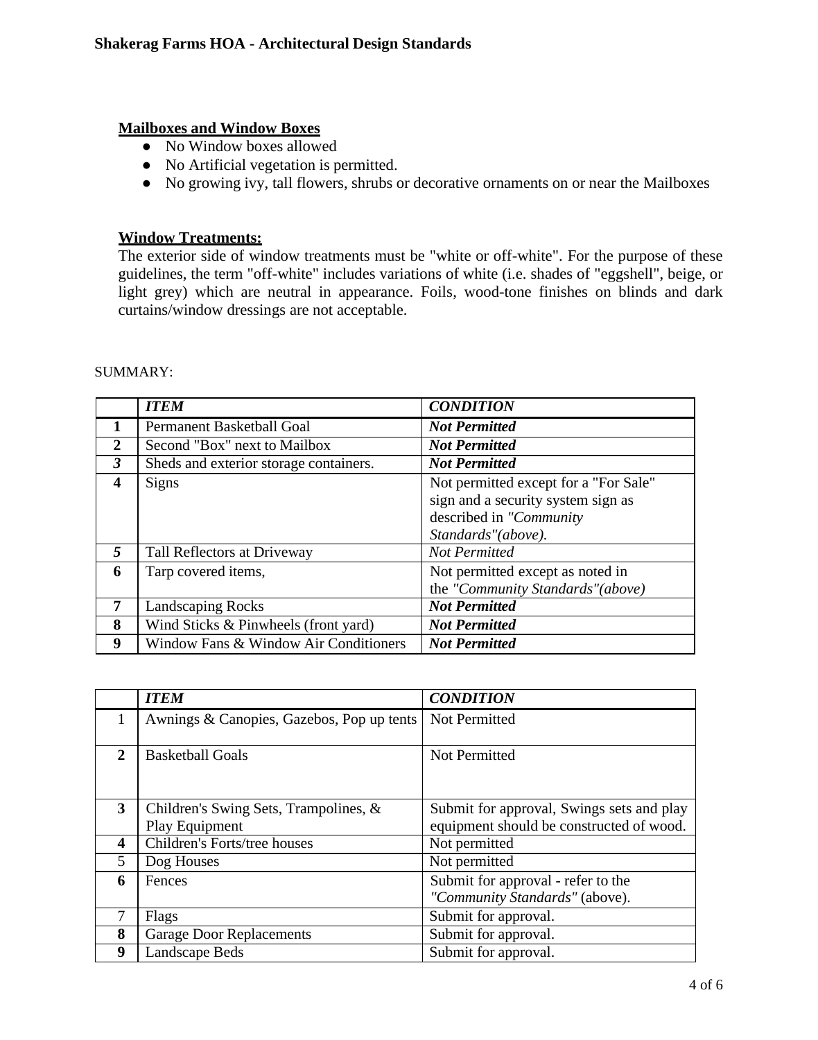### Mailboxes and Window Boxes

- No Window boxes allowed
- No Artificial vegetation is permitted.
- No growing ivy, tall flowers, shrubs or decorative ornaments on or near the Mailboxes

### Window Treatments:

The exterior side of window treatments must be "white or off-white". For the purpose of these guidelines, the term "off-white" includes variations of white (i.e. shades of "eggshell", beige, or light grey) which are neutral in appearance. Foils, wood-tone finishes on blinds and dark curtains/window dressings are not acceptable.

SUMMARY:

| | *ITEM* | *CONDITION* |
|---|---|---|
| **1** | Permanent Basketball Goal | ***Not Permitted*** |
| **2** | Second "Box" next to Mailbox | ***Not Permitted*** |
| ***3*** | Sheds and exterior storage containers. | ***Not Permitted*** |
| **4** | Signs | Not permitted except for a "For Sale" sign and a security system sign as described in *"Community Standards"(above).* |
| ***5*** | Tall Reflectors at Driveway | *Not Permitted* |
| **6** | Tarp covered items, | Not permitted except as noted in the *"Community Standards"(above)* |
| **7** | Landscaping Rocks | ***Not Permitted*** |
| **8** | Wind Sticks & Pinwheels (front yard) | ***Not Permitted*** |
| **9** | Window Fans & Window Air Conditioners | ***Not Permitted*** |

| | *ITEM* | *CONDITION* |
|---|---|---|
| 1 | Awnings & Canopies, Gazebos, Pop up tents | Not Permitted |
| **2** | Basketball Goals | Not Permitted |
| **3** | Children's Swing Sets, Trampolines, & Play Equipment | Submit for approval, Swings sets and play equipment should be constructed of wood. |
| **4** | Children's Forts/tree houses | Not permitted |
| 5 | Dog Houses | Not permitted |
| **6** | Fences | Submit for approval - refer to the *"Community Standards"* (above). |
| 7 | Flags | Submit for approval. |
| **8** | Garage Door Replacements | Submit for approval. |
| **9** | Landscape Beds | Submit for approval. |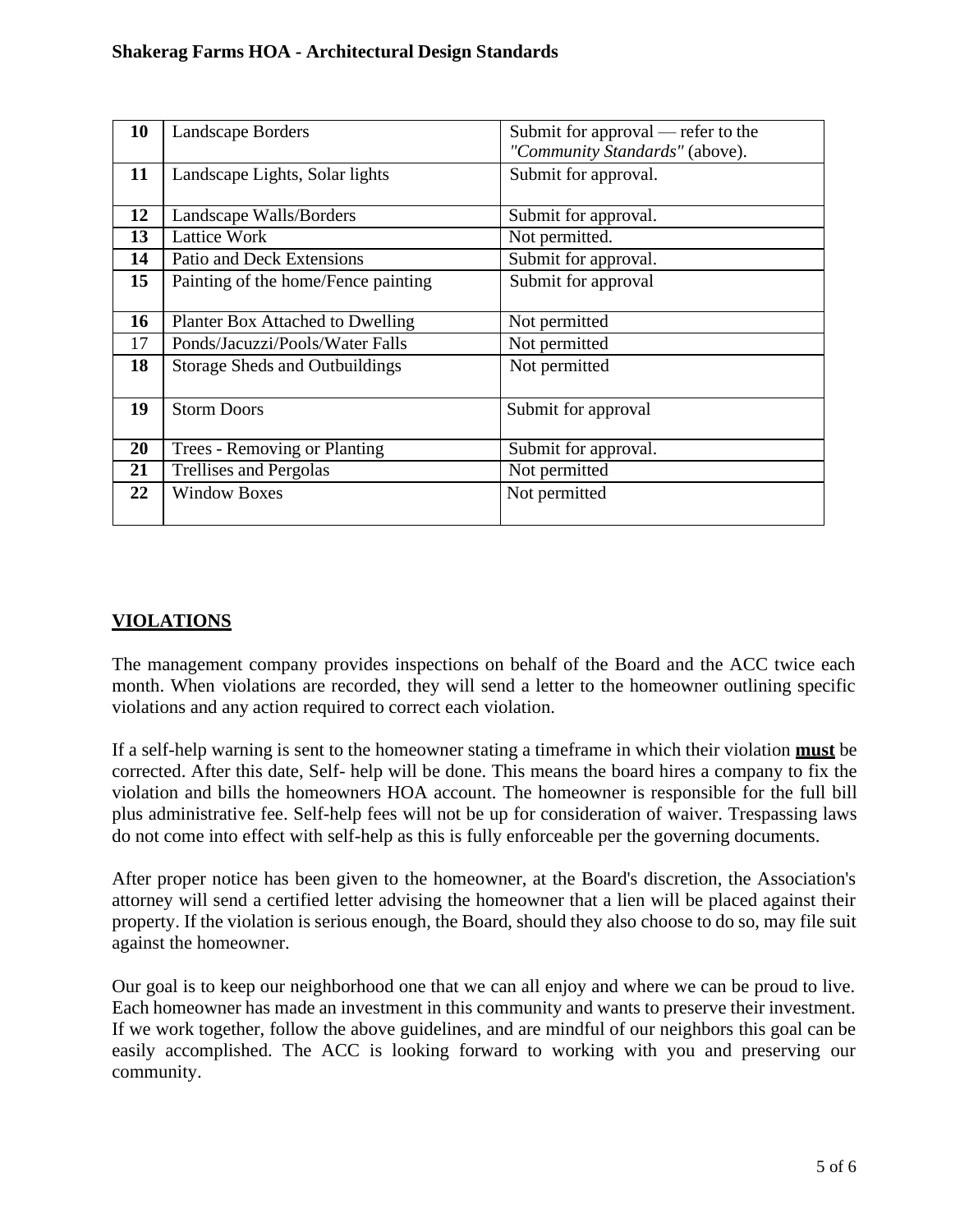| | | |
|---|---|---|
| **10** | Landscape Borders | Submit for approval — refer to the *"Community Standards"* (above). |
| **11** | Landscape Lights, Solar lights | Submit for approval. |
| **12** | Landscape Walls/Borders | Submit for approval. |
| **13** | Lattice Work | Not permitted. |
| **14** | Patio and Deck Extensions | Submit for approval. |
| **15** | Painting of the home/Fence painting | Submit for approval |
| **16** | Planter Box Attached to Dwelling | Not permitted |
| 17 | Ponds/Jacuzzi/Pools/Water Falls | Not permitted |
| **18** | Storage Sheds and Outbuildings | Not permitted |
| **19** | Storm Doors | Submit for approval |
| **20** | Trees - Removing or Planting | Submit for approval. |
| **21** | Trellises and Pergolas | Not permitted |
| **22** | Window Boxes | Not permitted |

## VIOLATIONS

The management company provides inspections on behalf of the Board and the ACC twice each month. When violations are recorded, they will send a letter to the homeowner outlining specific violations and any action required to correct each violation.

If a self-help warning is sent to the homeowner stating a timeframe in which their violation **must** be corrected. After this date, Self- help will be done. This means the board hires a company to fix the violation and bills the homeowners HOA account. The homeowner is responsible for the full bill plus administrative fee. Self-help fees will not be up for consideration of waiver. Trespassing laws do not come into effect with self-help as this is fully enforceable per the governing documents.

After proper notice has been given to the homeowner, at the Board's discretion, the Association's attorney will send a certified letter advising the homeowner that a lien will be placed against their property. If the violation is serious enough, the Board, should they also choose to do so, may file suit against the homeowner.

Our goal is to keep our neighborhood one that we can all enjoy and where we can be proud to live. Each homeowner has made an investment in this community and wants to preserve their investment. If we work together, follow the above guidelines, and are mindful of our neighbors this goal can be easily accomplished. The ACC is looking forward to working with you and preserving our community.